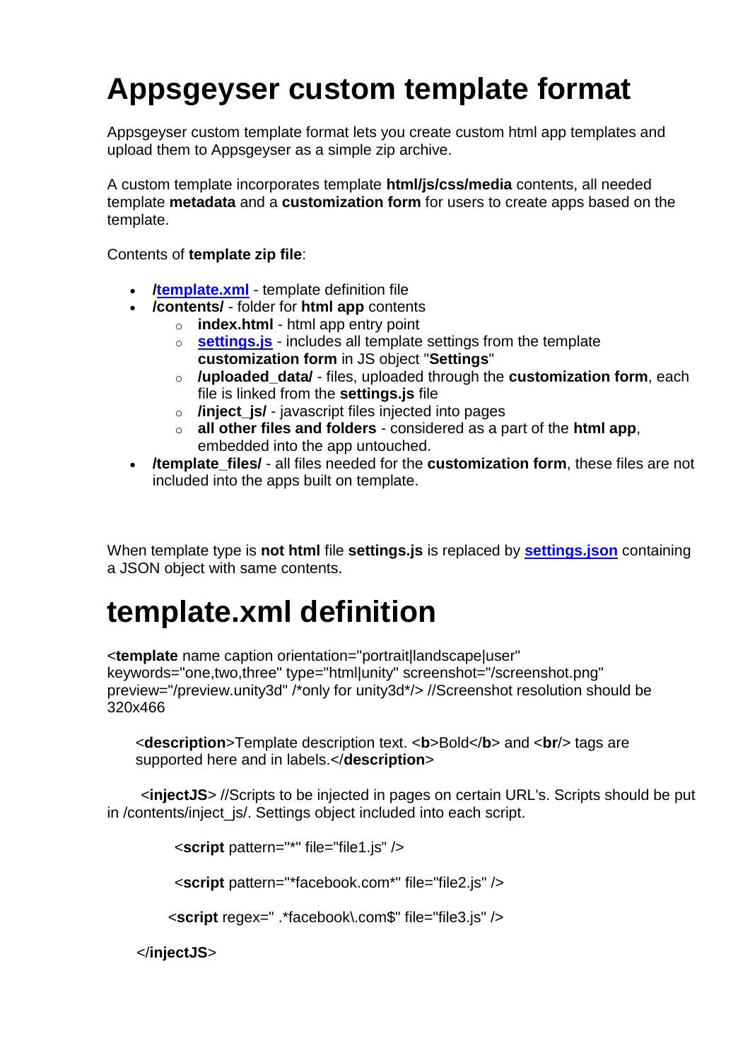# Appsgeyser custom template format

Appsgeyser custom template format lets you create custom html app templates and upload them to Appsgeyser as a simple zip archive.

A custom template incorporates template **html/js/css/media** contents, all needed template **metadata** and a **customization form** for users to create apps based on the template.

Contents of **template zip file**:

- **/template.xml** - template definition file
- **/contents/** - folder for **html app** contents
    - **index.html** - html app entry point
    - **settings.js** - includes all template settings from the template **customization form** in JS object "**Settings**"
    - **/uploaded_data/** - files, uploaded through the **customization form**, each file is linked from the **settings.js** file
    - **/inject_js/** - javascript files injected into pages
    - **all other files and folders** - considered as a part of the **html app**, embedded into the app untouched.
- **/template_files/** - all files needed for the **customization form**, these files are not included into the apps built on template.

When template type is **not html** file **settings.js** is replaced by **settings.json** containing a JSON object with same contents.

# template.xml definition

<**template** name caption orientation="portrait|landscape|user" keywords="one,two,three" type="html|unity" screenshot="/screenshot.png" preview="/preview.unity3d" /*only for unity3d*/> //Screenshot resolution should be 320x466

<**description**>Template description text. <**b**>Bold</**b**> and <**br**/> tags are supported here and in labels.</**description**>

<**injectJS**> //Scripts to be injected in pages on certain URL's. Scripts should be put in /contents/inject_js/. Settings object included into each script.

<**script** pattern="*" file="file1.js" />

<**script** pattern="*facebook.com*" file="file2.js" />

<**script** regex=" .*facebook\.com$" file="file3.js" />

</**injectJS**>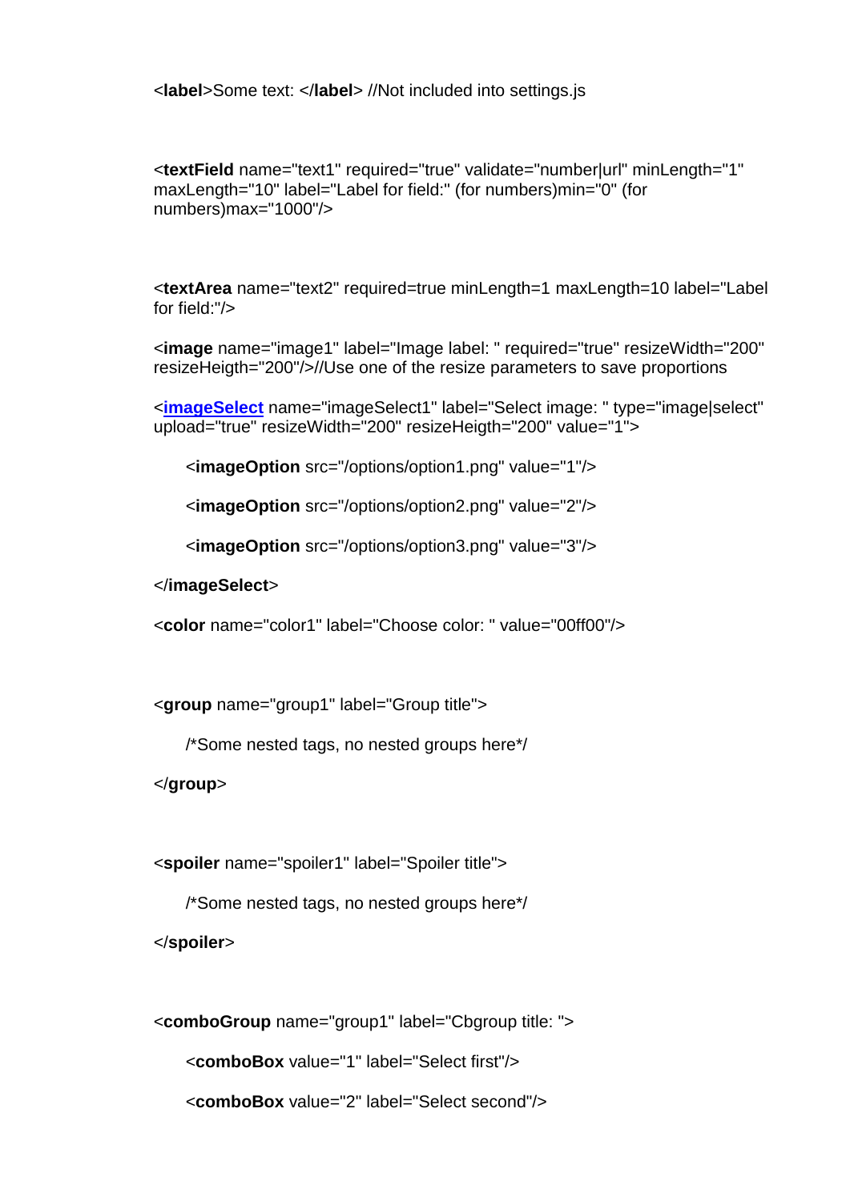<**label**>Some text: </**label**> //Not included into settings.js

<**textField** name="text1" required="true" validate="number|url" minLength="1" maxLength="10" label="Label for field:" (for numbers)min="0" (for numbers)max="1000"/>

<**textArea** name="text2" required=true minLength=1 maxLength=10 label="Label for field:"/>

<**image** name="image1" label="Image label: " required="true" resizeWidth="200" resizeHeigth="200"/>//Use one of the resize parameters to save proportions

<**imageSelect** name="imageSelect1" label="Select image: " type="image|select" upload="true" resizeWidth="200" resizeHeigth="200" value="1">

<**imageOption** src="/options/option1.png" value="1"/>

<**imageOption** src="/options/option2.png" value="2"/>

<**imageOption** src="/options/option3.png" value="3"/>

</**imageSelect**>

<**color** name="color1" label="Choose color: " value="00ff00"/>

<**group** name="group1" label="Group title">

/*Some nested tags, no nested groups here*/

</**group**>

<**spoiler** name="spoiler1" label="Spoiler title">

/*Some nested tags, no nested groups here*/

</**spoiler**>

<**comboGroup** name="group1" label="Cbgroup title: ">

<**comboBox** value="1" label="Select first"/>

<**comboBox** value="2" label="Select second"/>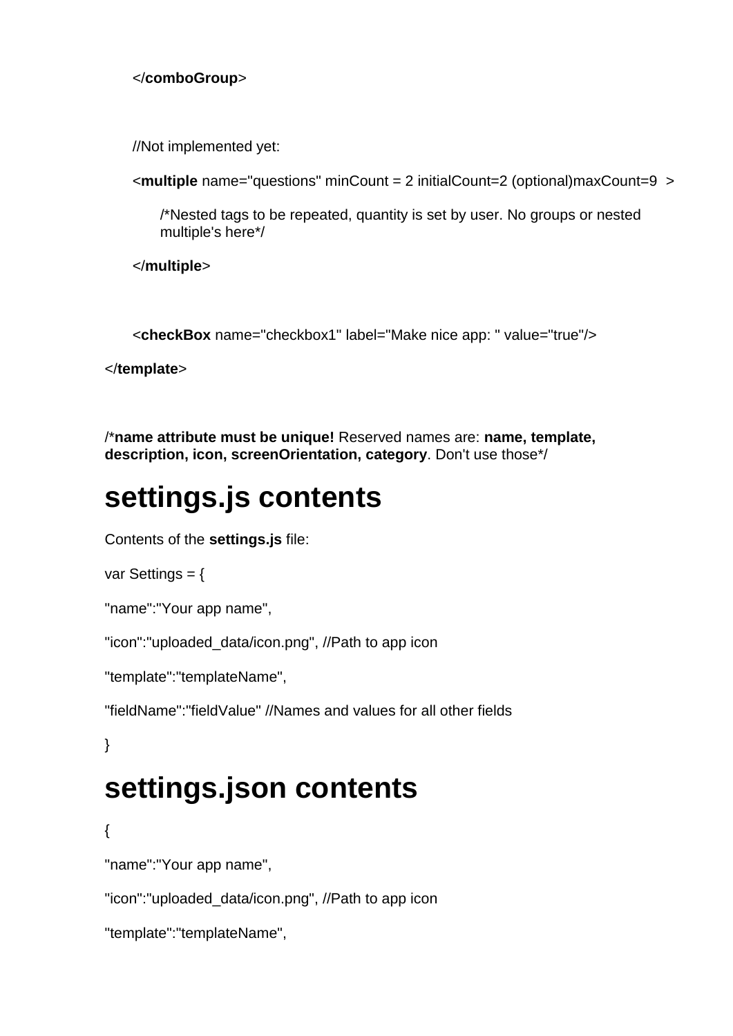</**comboGroup**>

//Not implemented yet:

<**multiple** name="questions" minCount = 2 initialCount=2 (optional)maxCount=9 >

/*Nested tags to be repeated, quantity is set by user. No groups or nested multiple's here*/

</**multiple**>

<**checkBox** name="checkbox1" label="Make nice app: " value="true"/>

</**template**>

/***name attribute must be unique!** Reserved names are: **name, template, description, icon, screenOrientation, category**. Don't use those*/

# settings.js contents

Contents of the **settings.js** file:

var Settings = {

"name":"Your app name",

"icon":"uploaded_data/icon.png", //Path to app icon

"template":"templateName",

"fieldName":"fieldValue" //Names and values for all other fields

}

# settings.json contents

{

"name":"Your app name",

"icon":"uploaded_data/icon.png", //Path to app icon

"template":"templateName",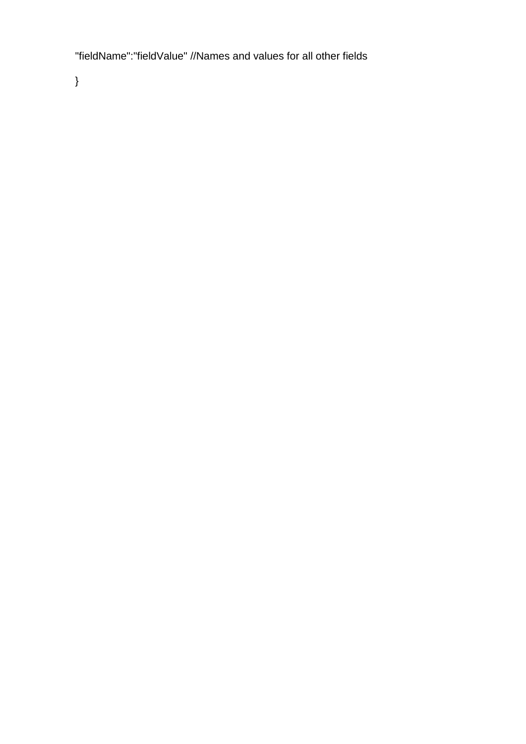"fieldName":"fieldValue" //Names and values for all other fields

}